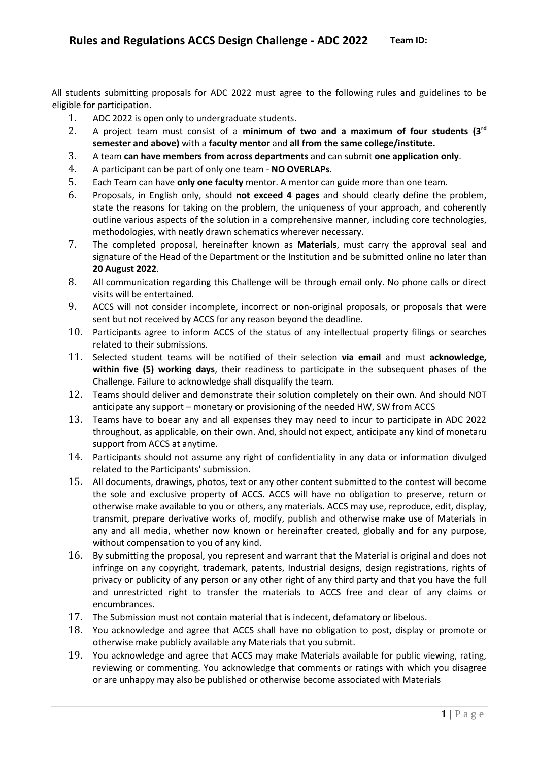# Rules and Regulations ACCS Design Challenge - ADC 2022

**Team ID:**

All students submitting proposals for ADC 2022 must agree to the following rules and guidelines to be eligible for participation.

1. ADC 2022 is open only to undergraduate students.
2. A project team must consist of a **minimum of two and a maximum of four students (3rd semester and above)** with a **faculty mentor** and **all from the same college/institute.**
3. A team **can have members from across departments** and can submit **one application only**.
4. A participant can be part of only one team - **NO OVERLAPs**.
5. Each Team can have **only one faculty** mentor. A mentor can guide more than one team.
6. Proposals, in English only, should **not exceed 4 pages** and should clearly define the problem, state the reasons for taking on the problem, the uniqueness of your approach, and coherently outline various aspects of the solution in a comprehensive manner, including core technologies, methodologies, with neatly drawn schematics wherever necessary.
7. The completed proposal, hereinafter known as **Materials**, must carry the approval seal and signature of the Head of the Department or the Institution and be submitted online no later than **20 August 2022**.
8. All communication regarding this Challenge will be through email only. No phone calls or direct visits will be entertained.
9. ACCS will not consider incomplete, incorrect or non-original proposals, or proposals that were sent but not received by ACCS for any reason beyond the deadline.
10. Participants agree to inform ACCS of the status of any intellectual property filings or searches related to their submissions.
11. Selected student teams will be notified of their selection **via email** and must **acknowledge, within five (5) working days**, their readiness to participate in the subsequent phases of the Challenge. Failure to acknowledge shall disqualify the team.
12. Teams should deliver and demonstrate their solution completely on their own. And should NOT anticipate any support – monetary or provisioning of the needed HW, SW from ACCS
13. Teams have to boear any and all expenses they may need to incur to participate in ADC 2022 throughout, as applicable, on their own. And, should not expect, anticipate any kind of monetaru support from ACCS at anytime.
14. Participants should not assume any right of confidentiality in any data or information divulged related to the Participants' submission.
15. All documents, drawings, photos, text or any other content submitted to the contest will become the sole and exclusive property of ACCS. ACCS will have no obligation to preserve, return or otherwise make available to you or others, any materials. ACCS may use, reproduce, edit, display, transmit, prepare derivative works of, modify, publish and otherwise make use of Materials in any and all media, whether now known or hereinafter created, globally and for any purpose, without compensation to you of any kind.
16. By submitting the proposal, you represent and warrant that the Material is original and does not infringe on any copyright, trademark, patents, Industrial designs, design registrations, rights of privacy or publicity of any person or any other right of any third party and that you have the full and unrestricted right to transfer the materials to ACCS free and clear of any claims or encumbrances.
17. The Submission must not contain material that is indecent, defamatory or libelous.
18. You acknowledge and agree that ACCS shall have no obligation to post, display or promote or otherwise make publicly available any Materials that you submit.
19. You acknowledge and agree that ACCS may make Materials available for public viewing, rating, reviewing or commenting. You acknowledge that comments or ratings with which you disagree or are unhappy may also be published or otherwise become associated with Materials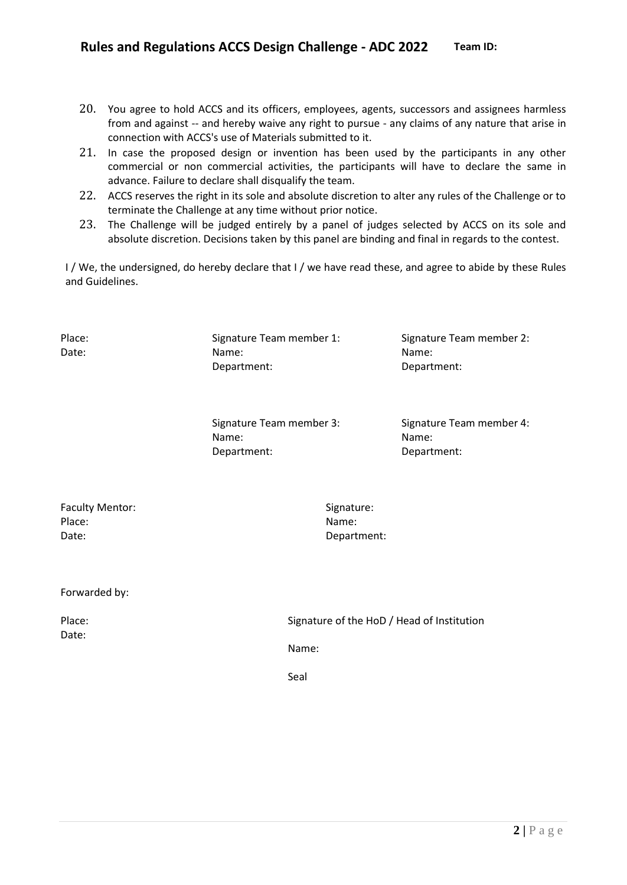20. You agree to hold ACCS and its officers, employees, agents, successors and assignees harmless from and against -- and hereby waive any right to pursue - any claims of any nature that arise in connection with ACCS's use of Materials submitted to it.
21. In case the proposed design or invention has been used by the participants in any other commercial or non commercial activities, the participants will have to declare the same in advance. Failure to declare shall disqualify the team.
22. ACCS reserves the right in its sole and absolute discretion to alter any rules of the Challenge or to terminate the Challenge at any time without prior notice.
23. The Challenge will be judged entirely by a panel of judges selected by ACCS on its sole and absolute discretion. Decisions taken by this panel are binding and final in regards to the contest.

I / We, the undersigned, do hereby declare that I / we have read these, and agree to abide by these Rules and Guidelines.

Place:
Date:

Signature Team member 1:
Name:
Department:

Signature Team member 2:
Name:
Department:

Signature Team member 3:
Name:
Department:

Signature Team member 4:
Name:
Department:

Faculty Mentor:
Place:
Date:

Signature:
Name:
Department:

Forwarded by:

Place:
Date:

Signature of the HoD / Head of Institution

Name:

Seal